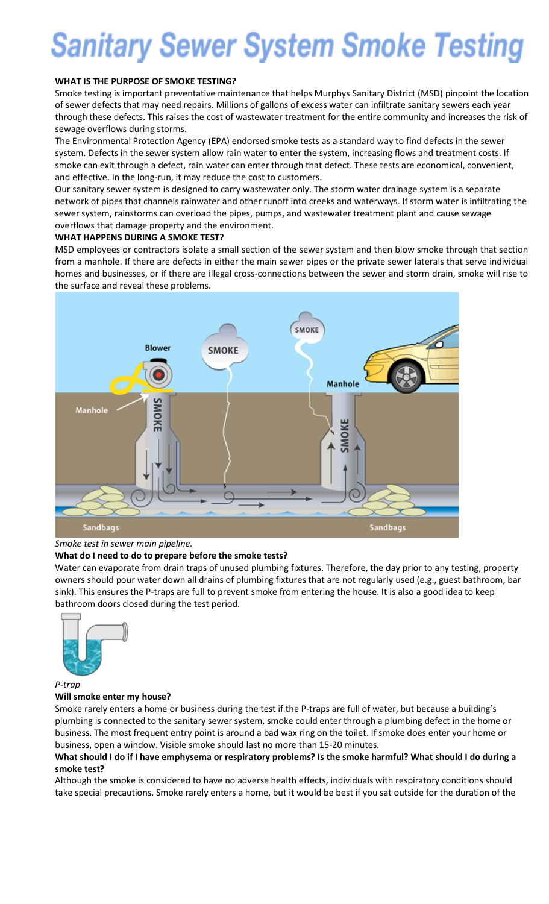# Sanitary Sewer System Smoke Testing

**WHAT IS THE PURPOSE OF SMOKE TESTING?**

Smoke testing is important preventative maintenance that helps Murphys Sanitary District (MSD) pinpoint the location of sewer defects that may need repairs. Millions of gallons of excess water can infiltrate sanitary sewers each year through these defects. This raises the cost of wastewater treatment for the entire community and increases the risk of sewage overflows during storms.

The Environmental Protection Agency (EPA) endorsed smoke tests as a standard way to find defects in the sewer system. Defects in the sewer system allow rain water to enter the system, increasing flows and treatment costs. If smoke can exit through a defect, rain water can enter through that defect. These tests are economical, convenient, and effective. In the long-run, it may reduce the cost to customers.

Our sanitary sewer system is designed to carry wastewater only. The storm water drainage system is a separate network of pipes that channels rainwater and other runoff into creeks and waterways. If storm water is infiltrating the sewer system, rainstorms can overload the pipes, pumps, and wastewater treatment plant and cause sewage overflows that damage property and the environment.

**WHAT HAPPENS DURING A SMOKE TEST?**

MSD employees or contractors isolate a small section of the sewer system and then blow smoke through that section from a manhole. If there are defects in either the main sewer pipes or the private sewer laterals that serve individual homes and businesses, or if there are illegal cross-connections between the sewer and storm drain, smoke will rise to the surface and reveal these problems.

*Smoke test in sewer main pipeline.*

**What do I need to do to prepare before the smoke tests?**

Water can evaporate from drain traps of unused plumbing fixtures. Therefore, the day prior to any testing, property owners should pour water down all drains of plumbing fixtures that are not regularly used (e.g., guest bathroom, bar sink). This ensures the P-traps are full to prevent smoke from entering the house. It is also a good idea to keep bathroom doors closed during the test period.

*P-trap*

**Will smoke enter my house?**

Smoke rarely enters a home or business during the test if the P-traps are full of water, but because a building's plumbing is connected to the sanitary sewer system, smoke could enter through a plumbing defect in the home or business. The most frequent entry point is around a bad wax ring on the toilet. If smoke does enter your home or business, open a window. Visible smoke should last no more than 15-20 minutes.

**What should I do if I have emphysema or respiratory problems? Is the smoke harmful? What should I do during a smoke test?**

Although the smoke is considered to have no adverse health effects, individuals with respiratory conditions should take special precautions. Smoke rarely enters a home, but it would be best if you sat outside for the duration of the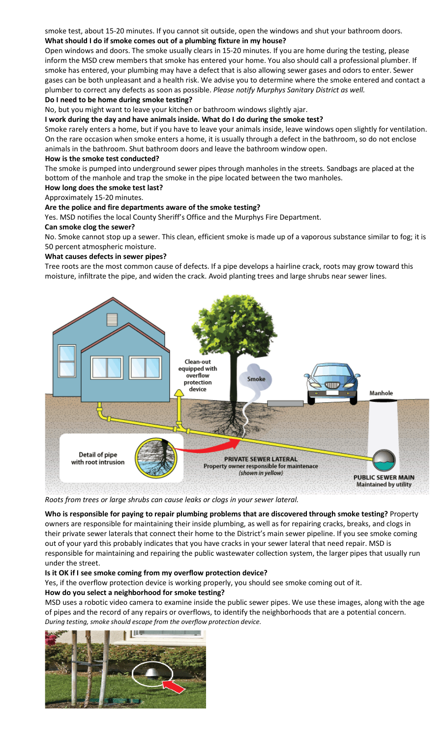smoke test, about 15-20 minutes. If you cannot sit outside, open the windows and shut your bathroom doors.

**What should I do if smoke comes out of a plumbing fixture in my house?**

Open windows and doors. The smoke usually clears in 15-20 minutes. If you are home during the testing, please inform the MSD crew members that smoke has entered your home. You also should call a professional plumber. If smoke has entered, your plumbing may have a defect that is also allowing sewer gases and odors to enter. Sewer gases can be both unpleasant and a health risk. We advise you to determine where the smoke entered and contact a plumber to correct any defects as soon as possible. *Please notify Murphys Sanitary District as well.*

**Do I need to be home during smoke testing?**

No, but you might want to leave your kitchen or bathroom windows slightly ajar.

**I work during the day and have animals inside. What do I do during the smoke test?**

Smoke rarely enters a home, but if you have to leave your animals inside, leave windows open slightly for ventilation. On the rare occasion when smoke enters a home, it is usually through a defect in the bathroom, so do not enclose animals in the bathroom. Shut bathroom doors and leave the bathroom window open.

**How is the smoke test conducted?**

The smoke is pumped into underground sewer pipes through manholes in the streets. Sandbags are placed at the bottom of the manhole and trap the smoke in the pipe located between the two manholes.

**How long does the smoke test last?**

Approximately 15-20 minutes.

**Are the police and fire departments aware of the smoke testing?**

Yes. MSD notifies the local County Sheriff's Office and the Murphys Fire Department.

**Can smoke clog the sewer?**

No. Smoke cannot stop up a sewer. This clean, efficient smoke is made up of a vaporous substance similar to fog; it is 50 percent atmospheric moisture.

**What causes defects in sewer pipes?**

Tree roots are the most common cause of defects. If a pipe develops a hairline crack, roots may grow toward this moisture, infiltrate the pipe, and widen the crack. Avoid planting trees and large shrubs near sewer lines.

Clean-out equipped with overflow protection device

Smoke

Manhole

Detail of pipe with root intrusion

PRIVATE SEWER LATERAL
Property owner responsible for maintenace
(shown in yellow)

PUBLIC SEWER MAIN
Maintained by utility

*Roots from trees or large shrubs can cause leaks or clogs in your sewer lateral.*

**Who is responsible for paying to repair plumbing problems that are discovered through smoke testing?** Property owners are responsible for maintaining their inside plumbing, as well as for repairing cracks, breaks, and clogs in their private sewer laterals that connect their home to the District's main sewer pipeline. If you see smoke coming out of your yard this probably indicates that you have cracks in your sewer lateral that need repair. MSD is responsible for maintaining and repairing the public wastewater collection system, the larger pipes that usually run under the street.

**Is it OK if I see smoke coming from my overflow protection device?**

Yes, if the overflow protection device is working properly, you should see smoke coming out of it.

**How do you select a neighborhood for smoke testing?**

MSD uses a robotic video camera to examine inside the public sewer pipes. We use these images, along with the age of pipes and the record of any repairs or overflows, to identify the neighborhoods that are a potential concern.

*During testing, smoke should escape from the overflow protection device.*